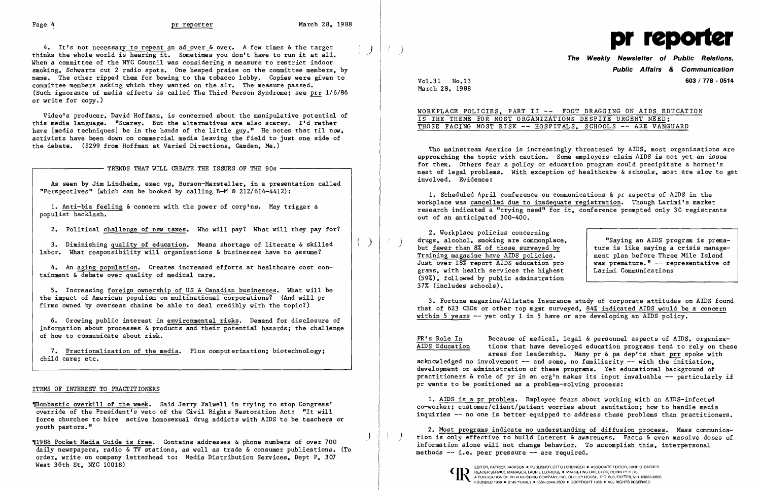4. It's not necessary to repeat an ad over & over. A few times & the target thinks the whole world is hearing it. Sometimes you don't have to run it at all. When a committee of the NYC Council was considering a measure to restrict indoor smoking, Schwartz cut 2 radio spots. One heaped praise on the committee members, by name. The other ripped them for bowing to the tobacco lobby. Copies were given to committee members asking which they wanted on the air. The measure passed. (Such ignorance of media effects is called The Third Person Syndrome; see prr 1/6/86 or write for copy.)

Video's producer, David Hoffman, is concerned about the manipulative potential of this media language. "Scarey. But the alternatives are also scarey. I'd rather have [media techniques] be in the hands of the little guy." He notes that til now, activists have been down on commercial media leaving the field to just one side of the debate. ($299 from Hoffman at Varied Directions, Camden, Me.)

## TRENDS THAT WILL CREATE THE ISSUES OF THE 90s

As seen by Jim Lindheim, exec vp, Burson-Marsteller, in a presentation called "Perspectives" (which can be booked by calling B-M @ 212/614-4412):

1. Anti-biz feeling & concern with the power of corp'ns. May trigger a populist backlash.

2. Political challenge of new taxes. Who will pay? What will they pay for?

3. Diminishing quality of education. Means shortage of literate & skilled labor. What responsibility will organizations & businesses have to assume?

4. An aging population. Creates increased efforts at healthcare cost containment & debate over quality of medical care.

5. Increasing foreign ownership of US & Canadian businesses. What will be the impact of American populism on multinational corporations? (And will pr firms owned by overseas chains be able to deal credibly with the topic?)

6. Growing public interest in environmental risks. Demand for disclosure of information about processes & products and their potential hazards; the challenge of how to communicate about risk.

7. Fractionalization of the media. Plus computerization; biotechnology; child care; etc.

## ITEMS OF INTEREST TO PRACTITIONERS

¶Bombastic overkill of the week. Said Jerry Falwell in trying to stop Congress' override of the President's veto of the Civil Rights Restoration Act: "It will force churches to hire active homosexual drug addicts with AIDS to be teachers or youth pastors."

¶1988 Pocket Media Guide is free. Contains addresses & phone numbers of over 700 daily newspapers, radio & TV stations, as well as trade & consumer publications. (To order, write on company letterhead to: Media Distribution Services, Dept P, 307 West 36th St, NYC 10018)

# pr reporter

**The Weekly Newsletter of Public Relations, Public Affairs & Communication**

**603 / 778 - 0514**

Vol.31 No.13
March 28, 1988

## WORKPLACE POLICIES, PART II -- FOOT DRAGGING ON AIDS EDUCATION IS THE THEME FOR MOST ORGANIZATIONS DESPITE URGENT NEED; THOSE FACING MOST RISK -- HOSPITALS, SCHOOLS -- ARE VANGUARD

Tho mainstream America is increasingly threatened by AIDS, most organizations are approaching the topic with caution. Some employers claim AIDS is not yet an issue for them. Others fear a policy or education program could precipitate a hornet's nest of legal problems. With exception of healthcare & schools, most are slow to get involved. Evidence:

1. Scheduled April conference on communications & pr aspects of AIDS in the workplace was cancelled due to inadequate registration. Though Larimi's market research indicated a "crying need" for it, conference prompted only 30 registrants out of an anticipated 300-400.

2. Workplace policies concerning drugs, alcohol, smoking are commonplace, but fewer than 8% of those surveyed by Training magazine have AIDS policies. Just over 18% report AIDS education programs, with health services the highest (59%), followed by public adminstration 37% (includes schools).

> "Saying an AIDS program is premature is like saying a crisis management plan before Three Mile Island was premature." -- representative of Larimi Communications

3. Fortune magazine/Allstate Insurance study of corporate attitudes on AIDS found that of 623 CEOs or other top mgmt surveyed, 84% indicated AIDS would be a concern within 5 years -- yet only 1 in 5 have or are developing an AIDS policy.

**PR's Role In AIDS Education** Because of medical, legal & personnel aspects of AIDS, organizations that have developed education programs tend to rely on these areas for leadership. Many pr & pa dep'ts that prr spoke with acknowledged no involvement -- and some, no familiarity -- with the initiation, development or administration of these programs. Yet educational background of practitioners & role of pr in an org'n makes its input invaluable -- particularly if pr wants to be positioned as a problem-solving process:

1. AIDS is a pr problem. Employee fears about working with an AIDS-infected co-worker; customer/client/patient worries about sanitation; how to handle media inquiries -- no one is better equipped to address these problems than practitioners.

2. Most programs indicate no understanding of diffusion process. Mass communication is only effective to build interest & awareness. Facts & even massive doses of information alone will not change behavior. To accomplish this, interpersonal methods -- i.e. peer pressure -- are required.

EDITOR, PATRICK JACKSON • PUBLISHER, OTTO LERBINGER • ASSOCIATE EDITOR, JUNE D. BARBER
READER SERVICE MANAGER, LAURIE ELDRIDGE • MARKETING DIRECTOR, ROBIN PETERS
A PUBLICATION OF PR PUBLISHING COMPANY, INC., DUDLEY HOUSE, P.O. 600, EXETER, N.H. 03833-0600
FOUNDED 1958 • $145 YEARLY • ISSN 0048-2609 • COPYRIGHT 1988 • ALL RIGHTS RESERVED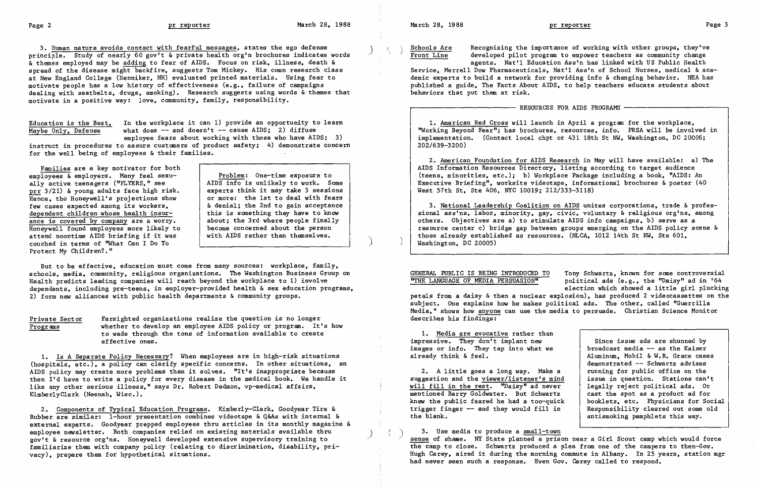3. Human nature avoids contact with fearful messages, states the ego defense principle. Study of nearly 60 gov't & private health org'n brochures indicates words & themes employed may be adding to fear of AIDS. Focus on risk, illness, death & spread of the disease might backfire, suggests Tom Mickey. His comn research class at New England College (Henniker, NH) evaluated printed materials. Using fear to motivate people has a low history of effectiveness (e.g., failure of campaigns dealing with seatbelts, drugs, smoking). Research suggests using words & themes that motivate in a positive way: love, community, family, responsibility.

**Education is the Best, Maybe Only, Defense** In the workplace it can 1) provide an opportunity to learn what does -- and doesn't -- cause AIDS; 2) diffuse employee fears about working with those who have AIDS; 3) instruct in procedures to assure customers of product safety; 4) demonstrate concern for the well being of employees & their families.

Families are a key motivator for both employees & employers. Many feel sexually active teenagers ("FLYERS," see prr 3/21) & young adults face high risk. Hence, tho Honeywell's projections show few cases expected among its workers, dependent children whose health insurance is covered by company are a worry. Honeywell found employees more likely to attend noontime AIDS briefing if it was couched in terms of "What Can I Do To Protect My Children?."

> Problem: One-time exposure to AIDS info is unlikely to work. Some experts think it may take 3 sessions or more: the 1st to deal with fears & denial; the 2nd to gain acceptance this is something they have to know about; the 3rd where people finally become concerned about the person with AIDS rather than themselves.

But to be effective, education must come from many sources: workplace, family, schools, media, community, religious organizations. The Washington Business Group on Health predicts leading companies will reach beyond the workplace to 1) involve dependents, including pre-teens, in employer-provided health & sex education programs, 2) form new alliances with public health departments & community groups.

**Private Sector Programs** Farsighted organizations realize the question is no longer whether to develop an employee AIDS policy or program. It's how to wade through the tons of information available to create effective ones.

1. Is A Separate Policy Necessary? When employees are in high-risk situations (hospitals, etc.), a policy can clarify specific concerns. In other situations, an AIDS policy may create more problems than it solves. "It's inappropriate because then I'd have to write a policy for every disease in the medical book. We handle it like any other serious illness," says Dr. Robert Dedmon, vp-medical affairs, KimberlyClark (Neenah, Wisc.).

2. Components of Typical Education Programs. Kimberly-Clark, Goodyear Tire & Rubber are similar: 1-hour presentation combines videotape & Q&As with internal & external experts. Goodyear prepped employees thru articles in its monthly magazine & employee newsletter. Both companies relied on existing materials available thru gov't & resource org'ns. Honeywell developed extensive supervisory training to familiarize them with company policy (relating to discrimination, disability, privacy), prepare them for hypothetical situations.

**Schools Are Front Line** Recognizing the importance of working with other groups, they've developed pilot program to empower teachers as community change agents. Nat'l Education Ass'n has linked with US Public Health Service, Merrell Dow Pharmaceuticals, Nat'l Ass'n of School Nurses, medical & academic experts to build a network for providing info & changing behavior. NEA has published a guide, The Facts About AIDS, to help teachers educate students about behaviors that put them at risk.

**RESOURCES FOR AIDS PROGRAMS**

1. American Red Cross will launch in April a program for the workplace, "Working Beyond Fear"; has brochures, resources, info. PRSA will be involved in implementation. (Contact local chpt or 431 18th St NW, Washington, DC 20006; 202/639-3200)

2. American Foundation for AIDS Research in May will have available: a) The AIDS Information Resources Directory, listing according to target audience (teens, minorities, etc.); b) Workplace Package including a book, "AIDS: An Executive Briefing", worksite videotape, informational brochures & poster (40 West 57th St, Ste 406, NYC 10019; 212/333-3118)

3. National Leadership Coalition on AIDS unites corporations, trade & professional ass'ns, labor, minority, gay, civic, voluntary & religious org'ns, among others. Objectives are a) to stimulate AIDS info campaigns, b) serve as a resource center c) bridge gap between groups emerging on the AIDS policy scene & those already established as resources. (NLCA, 1012 14th St NW, Ste 601, Washington, DC 20005)

**GENERAL PUBLIC IS BEING INTRODUCED TO "THE LANGUAGE OF MEDIA PERSUASION"** Tony Schwartz, known for some controversial political ads (e.g., the "Daisy" ad in '64 election which showed a little girl plucking petals from a daisy & then a nuclear explosion), has produced 2 videocassettes on the subject. One explains how he makes political ads. The other, called "Guerrilla Media," shows how anyone can use the media to persuade. Christian Science Monitor describes his findings:

1. Media are evocative rather than impressive. They don't implant new images or info. They tap into what we already think & feel.

2. A little goes a long way. Make a suggestion and the viewer/listener's mind will fill in the rest. "Daisy" ad never mentioned Barry Goldwater. But Schwartz knew the public feared he had a too-quick trigger finger -- and they would fill in the blank.

> Since issue ads are shunned by broadcast media -- as the Kaiser Aluminum, Mobil & W.R. Grace cases demonstrated -- Schwartz advises running for public office on the issue in question. Stations can't legally reject political ads. Or cast the spot as a product ad for booklets, etc. Physicians for Social Responsibility cleared out some old antismoking pamphlets this way.

3. Use media to produce a small-town sense of shame. NY State planned a prison near a Girl Scout camp which would force the camp to close. Schwartz produced a plea from one of the campers to then-Gov. Hugh Carey, aired it during the morning commute in Albany. In 25 years, station mgr had never seen such a response. Even Gov. Carey called to respond.